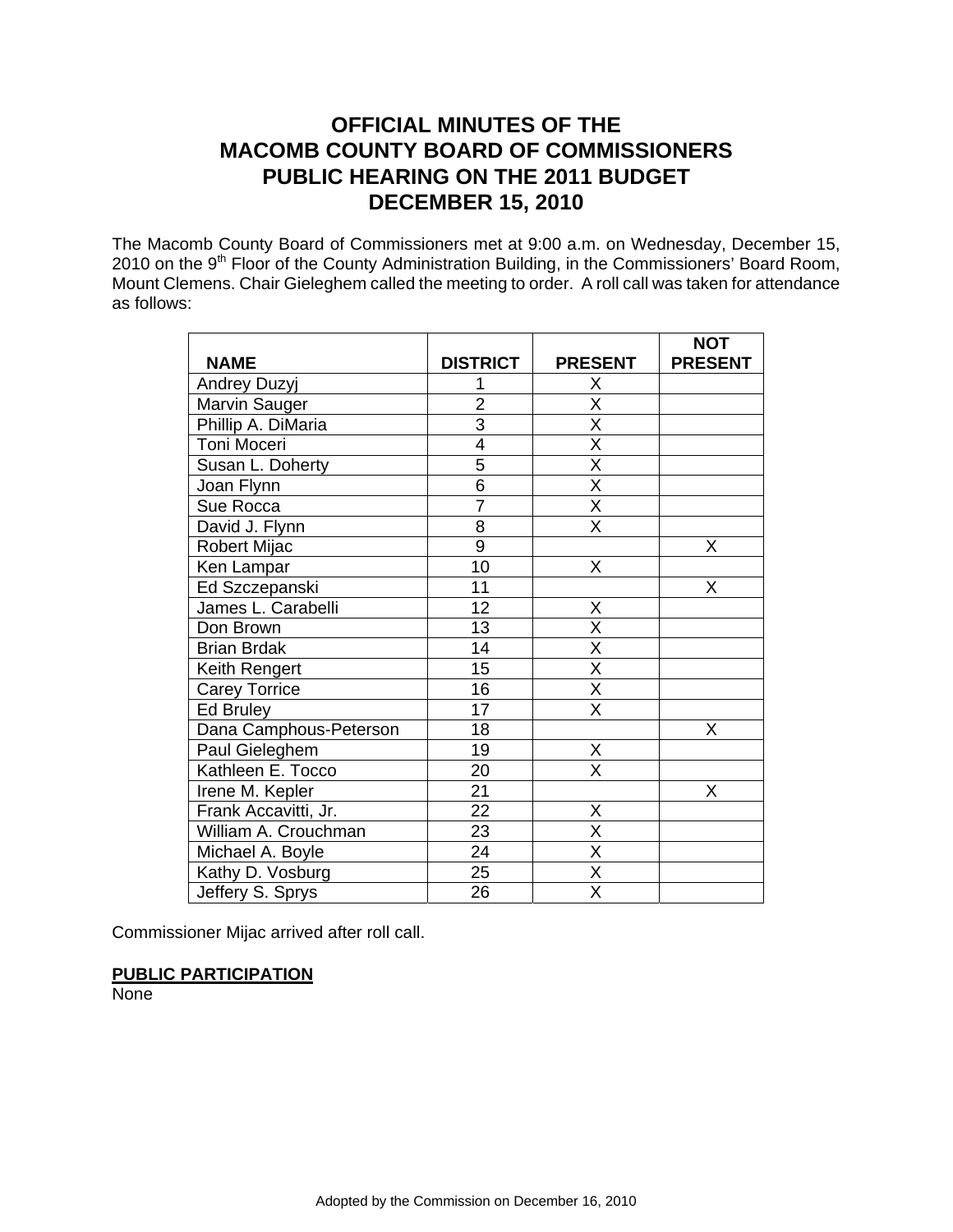# OFFICIAL MINUTES OF THE MACOMB COUNTY BOARD OF COMMISSIONERS PUBLIC HEARING ON THE 2011 BUDGET DECEMBER 15, 2010

The Macomb County Board of Commissioners met at 9:00 a.m. on Wednesday, December 15, 2010 on the 9th Floor of the County Administration Building, in the Commissioners' Board Room, Mount Clemens. Chair Gieleghem called the meeting to order. A roll call was taken for attendance as follows:

| NAME | DISTRICT | PRESENT | NOT PRESENT |
|---|---|---|---|
| Andrey Duzyj | 1 | X | |
| Marvin Sauger | 2 | X | |
| Phillip A. DiMaria | 3 | X | |
| Toni Moceri | 4 | X | |
| Susan L. Doherty | 5 | X | |
| Joan Flynn | 6 | X | |
| Sue Rocca | 7 | X | |
| David J. Flynn | 8 | X | |
| Robert Mijac | 9 | | X |
| Ken Lampar | 10 | X | |
| Ed Szczepanski | 11 | | X |
| James L. Carabelli | 12 | X | |
| Don Brown | 13 | X | |
| Brian Brdak | 14 | X | |
| Keith Rengert | 15 | X | |
| Carey Torrice | 16 | X | |
| Ed Bruley | 17 | X | |
| Dana Camphous-Peterson | 18 | | X |
| Paul Gieleghem | 19 | X | |
| Kathleen E. Tocco | 20 | X | |
| Irene M. Kepler | 21 | | X |
| Frank Accavitti, Jr. | 22 | X | |
| William A. Crouchman | 23 | X | |
| Michael A. Boyle | 24 | X | |
| Kathy D. Vosburg | 25 | X | |
| Jeffery S. Sprys | 26 | X | |

Commissioner Mijac arrived after roll call.

**PUBLIC PARTICIPATION**

None

Adopted by the Commission on December 16, 2010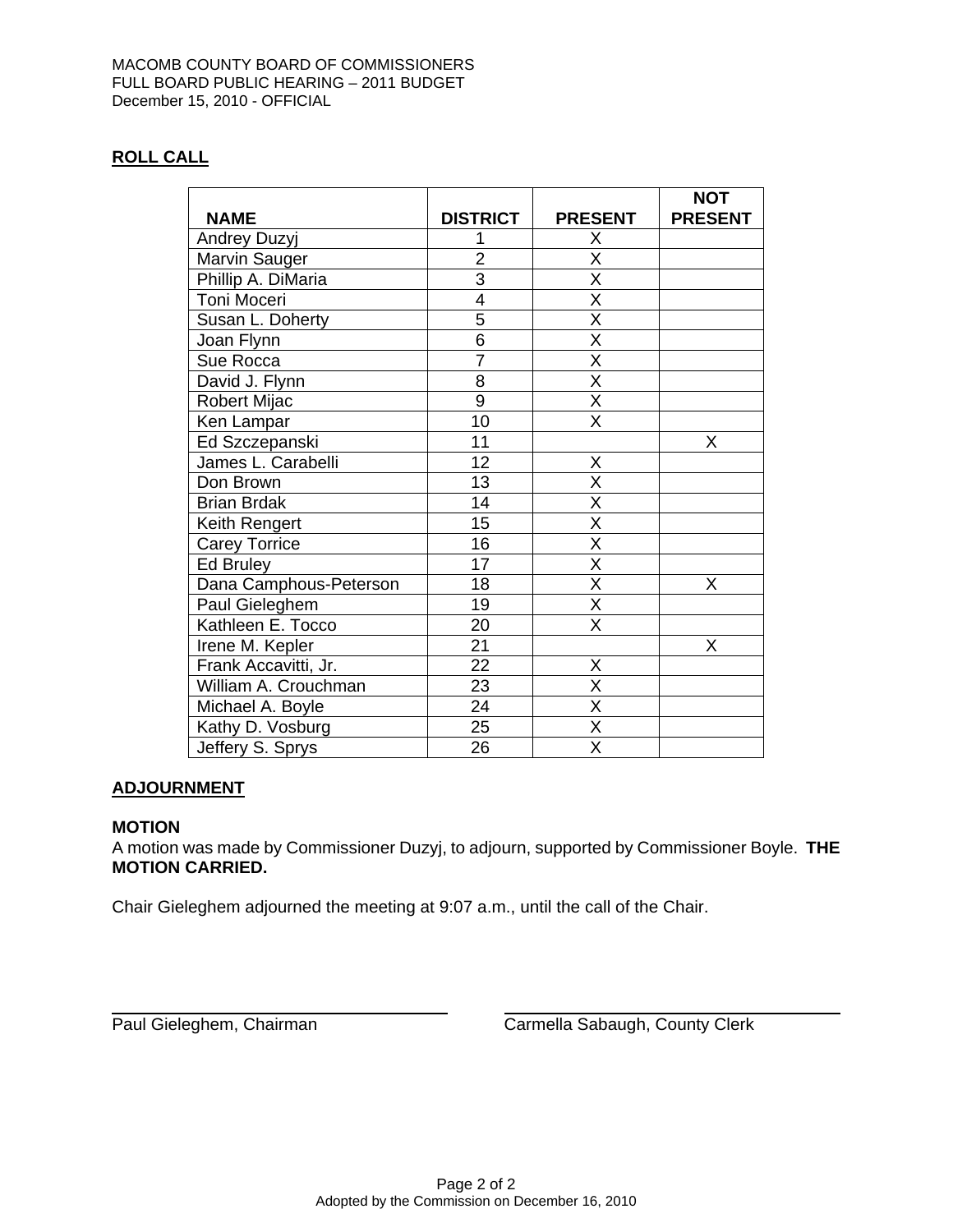MACOMB COUNTY BOARD OF COMMISSIONERS
FULL BOARD PUBLIC HEARING – 2011 BUDGET
December 15, 2010 - OFFICIAL

## ROLL CALL

| NAME | DISTRICT | PRESENT | NOT PRESENT |
|---|---|---|---|
| Andrey Duzyj | 1 | X | |
| Marvin Sauger | 2 | X | |
| Phillip A. DiMaria | 3 | X | |
| Toni Moceri | 4 | X | |
| Susan L. Doherty | 5 | X | |
| Joan Flynn | 6 | X | |
| Sue Rocca | 7 | X | |
| David J. Flynn | 8 | X | |
| Robert Mijac | 9 | X | |
| Ken Lampar | 10 | X | |
| Ed Szczepanski | 11 | | X |
| James L. Carabelli | 12 | X | |
| Don Brown | 13 | X | |
| Brian Brdak | 14 | X | |
| Keith Rengert | 15 | X | |
| Carey Torrice | 16 | X | |
| Ed Bruley | 17 | X | |
| Dana Camphous-Peterson | 18 | X | X |
| Paul Gieleghem | 19 | X | |
| Kathleen E. Tocco | 20 | X | |
| Irene M. Kepler | 21 | | X |
| Frank Accavitti, Jr. | 22 | X | |
| William A. Crouchman | 23 | X | |
| Michael A. Boyle | 24 | X | |
| Kathy D. Vosburg | 25 | X | |
| Jeffery S. Sprys | 26 | X | |

## ADJOURNMENT

**MOTION**
A motion was made by Commissioner Duzyj, to adjourn, supported by Commissioner Boyle. **THE MOTION CARRIED.**

Chair Gieleghem adjourned the meeting at 9:07 a.m., until the call of the Chair.

Paul Gieleghem, Chairman

Carmella Sabaugh, County Clerk

Adopted by the Commission on December 16, 2010